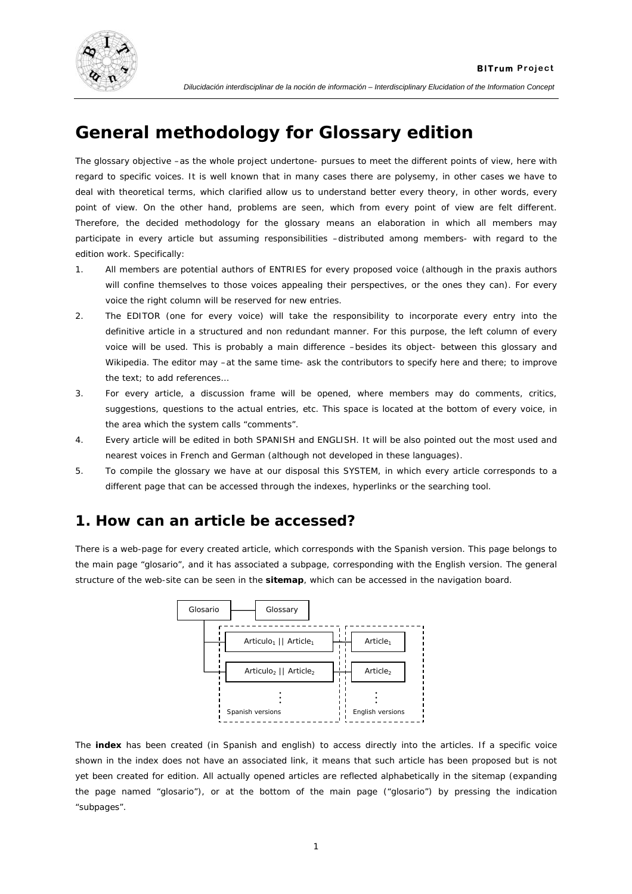# General methodology for Glossary edition

The glossary objective –as the whole project undertone- pursues to meet the different points of view, here with regard to specific voices. It is well known that in many cases there are polysemy, in other cases we have to deal with theoretical terms, which clarified allow us to understand better every theory, in other words, every point of view. On the other hand, problems are seen, which from every point of view are felt different. Therefore, the decided methodology for the glossary means an elaboration in which all members may participate in every article but assuming responsibilities –distributed among members- with regard to the edition work. Specifically:

1. All members are potential authors of ENTRIES for every proposed voice (although in the praxis authors will confine themselves to those voices appealing their perspectives, or the ones they can). For every voice the right column will be reserved for new entries.
2. The EDITOR (one for every voice) will take the responsibility to incorporate every entry into the definitive article in a structured and non redundant manner. For this purpose, the left column of every voice will be used. This is probably a main difference –besides its object- between this glossary and Wikipedia. The editor may –at the same time- ask the contributors to specify here and there; to improve the text; to add references…
3. For every article, a discussion frame will be opened, where members may do comments, critics, suggestions, questions to the actual entries, etc. This space is located at the bottom of every voice, in the area which the system calls "comments".
4. Every article will be edited in both SPANISH and ENGLISH. It will be also pointed out the most used and nearest voices in French and German (although not developed in these languages).
5. To compile the glossary we have at our disposal this SYSTEM, in which every article corresponds to a different page that can be accessed through the indexes, hyperlinks or the searching tool.

## 1. How can an article be accessed?

There is a web-page for every created article, which corresponds with the Spanish version. This page belongs to the main page "glosario", and it has associated a subpage, corresponding with the English version. The general structure of the web-site can be seen in the **sitemap**, which can be accessed in the navigation board.

```
Glosario ──── Glossary
   │
   ├── Articulo1 || Article1 ──── Article1
   │
   └── Articulo2 || Article2 ──── Article2
              ⋮                       ⋮
       Spanish versions        English versions
```

The **index** has been created (in Spanish and english) to access directly into the articles. If a specific voice shown in the index does not have an associated link, it means that such article has been proposed but is not yet been created for edition. All actually opened articles are reflected alphabetically in the sitemap (expanding the page named "glosario"), or at the bottom of the main page ("glosario") by pressing the indication "subpages".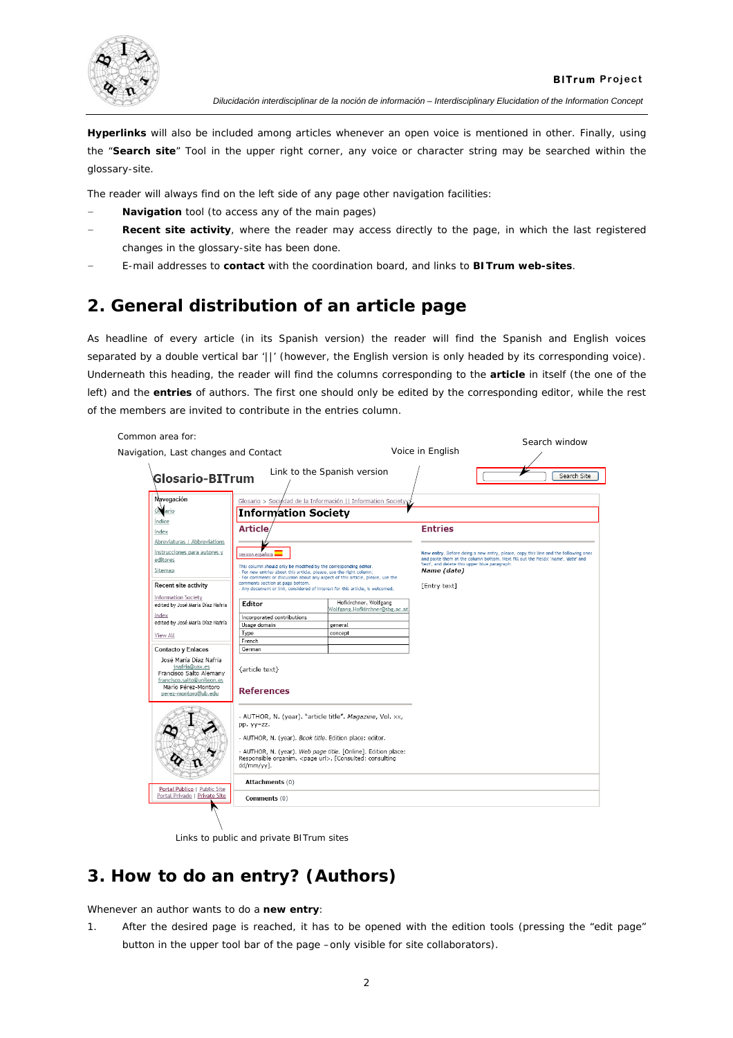**Hyperlinks** will also be included among articles whenever an open voice is mentioned in other. Finally, using the "**Search site**" Tool in the upper right corner, any voice or character string may be searched within the glossary-site.

The reader will always find on the left side of any page other navigation facilities:

- **Navigation** tool (to access any of the main pages)
- **Recent site activity**, where the reader may access directly to the page, in which the last registered changes in the glossary-site has been done.
- E-mail addresses to **contact** with the coordination board, and links to **BITrum web-sites**.

## 2. General distribution of an article page

As headline of every article (in its Spanish version) the reader will find the Spanish and English voices separated by a double vertical bar '||' (however, the English version is only headed by its corresponding voice). Underneath this heading, the reader will find the columns corresponding to the **article** in itself (the one of the left) and the **entries** of authors. The first one should only be edited by the corresponding editor, while the rest of the members are invited to contribute in the entries column.

Common area for:
Navigation, Last changes and Contact

Link to the Spanish version

Voice in English

Search window

Links to public and private BITrum sites

## 3. How to do an entry? (Authors)

Whenever an author wants to do a **new entry**:

1. After the desired page is reached, it has to be opened with the edition tools (pressing the "edit page" button in the upper tool bar of the page –only visible for site collaborators).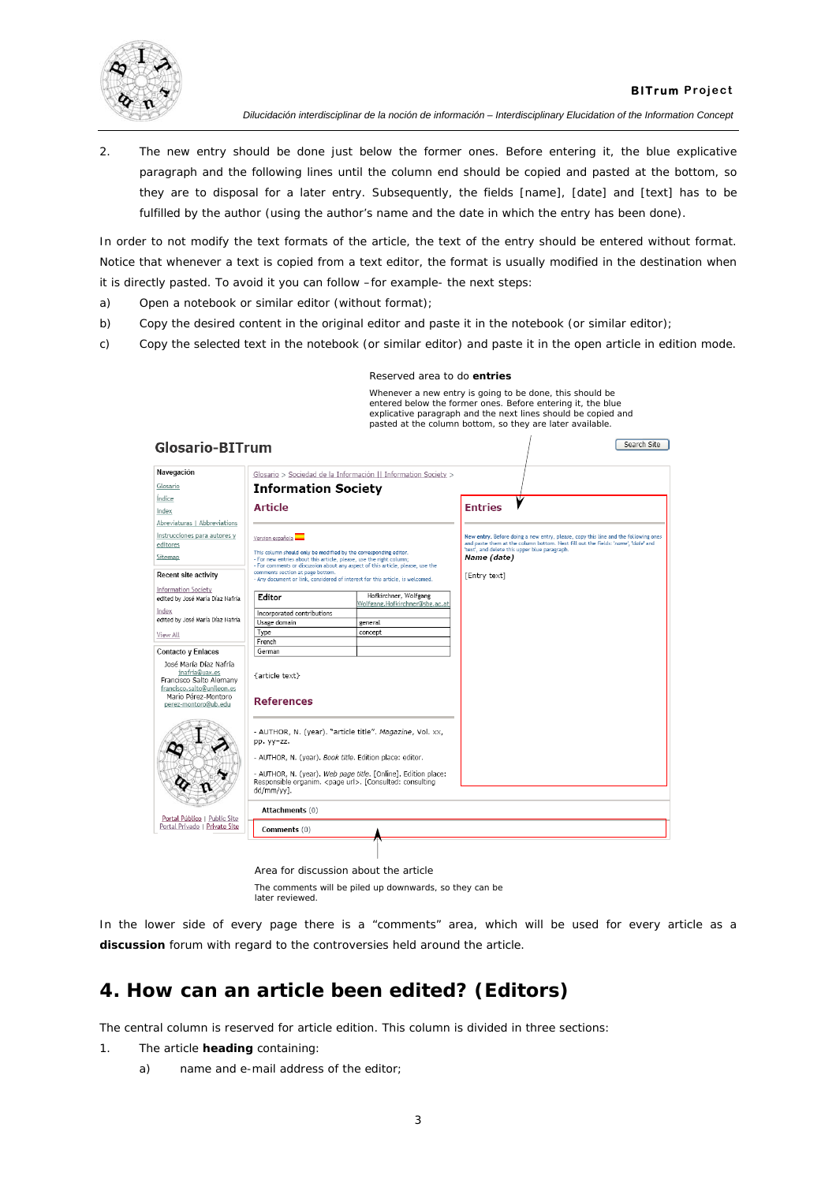2. The new entry should be done just below the former ones. Before entering it, the blue explicative paragraph and the following lines until the column end should be copied and pasted at the bottom, so they are to disposal for a later entry. Subsequently, the fields [name], [date] and [text] has to be fulfilled by the author (using the author's name and the date in which the entry has been done).

In order to not modify the text formats of the article, the text of the entry should be entered without format. Notice that whenever a text is copied from a text editor, the format is usually modified in the destination when it is directly pasted. To avoid it you can follow –for example- the next steps:

a) Open a notebook or similar editor (without format);

b) Copy the desired content in the original editor and paste it in the notebook (or similar editor);

c) Copy the selected text in the notebook (or similar editor) and paste it in the open article in edition mode.

Reserved area to do **entries**

Whenever a new entry is going to be done, this should be entered below the former ones. Before entering it, the blue explicative paragraph and the next lines should be copied and pasted at the column bottom, so they are later available.

Area for discussion about the article

The comments will be piled up downwards, so they can be later reviewed.

In the lower side of every page there is a "comments" area, which will be used for every article as a **discussion** forum with regard to the controversies held around the article.

## 4. How can an article been edited? (Editors)

The central column is reserved for article edition. This column is divided in three sections:

1. The article **heading** containing:

   a) name and e-mail address of the editor;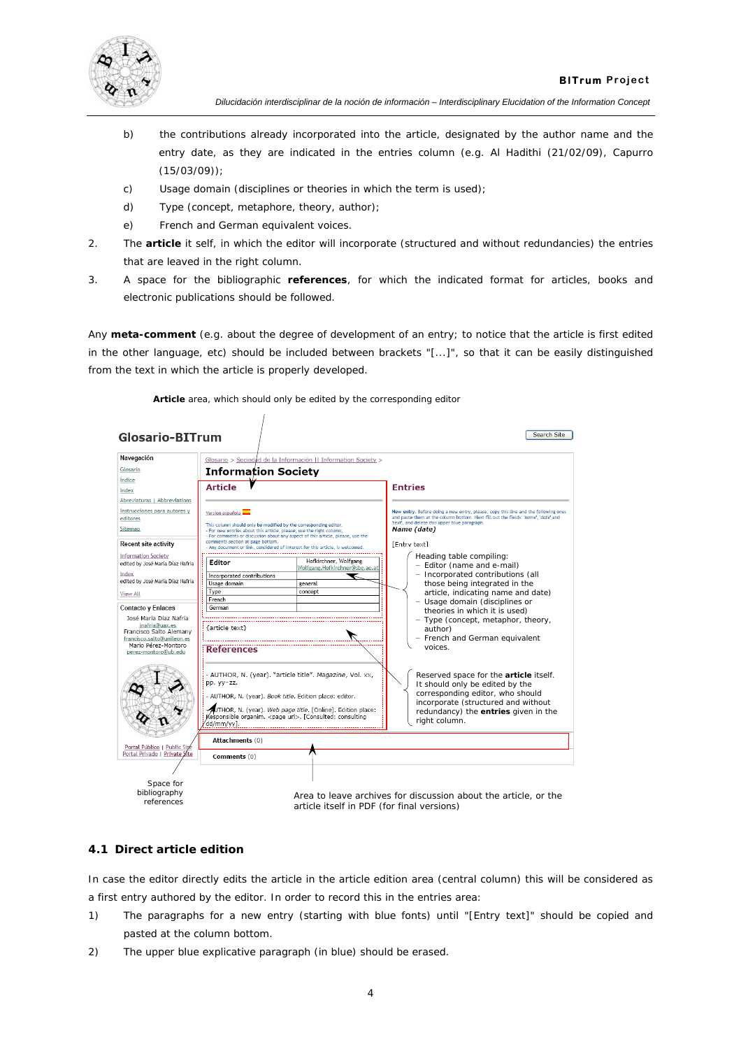b) the contributions already incorporated into the article, designated by the author name and the entry date, as they are indicated in the entries column (e.g. Al Hadithi (21/02/09), Capurro (15/03/09));

c) Usage domain (disciplines or theories in which the term is used);

d) Type (concept, metaphore, theory, author);

e) French and German equivalent voices.

2. The **article** it self, in which the editor will incorporate (structured and without redundancies) the entries that are leaved in the right column.

3. A space for the bibliographic **references**, for which the indicated format for articles, books and electronic publications should be followed.

Any **meta-comment** (e.g. about the degree of development of an entry; to notice that the article is first edited in the other language, etc) should be included between brackets "[...]", so that it can be easily distinguished from the text in which the article is properly developed.

**Article** area, which should only be edited by the corresponding editor

Glosario-BITrum

Search Site

Navegación: Glosario, Índice, Index, Abreviaturas | Abbreviations, Instrucciones para autores y editores, Sitemap

Recent site activity: Information Society — edited by José María Díaz Nafría; Index — edited by José María Díaz Nafría; View All

Contacto y Enlaces: José María Díaz Nafría (jnafria@uax.es); Francisco Salto Alemany (francisco.salto@unileon.es); Mario Pérez-Montoro (perez-montoro@ub.edu)

Portal Público | Public Site
Portal Privado | Private Site

Glosario > Sociedad de la Información || Information Society >

**Information Society**

**Article**

Versión española

This column should only be modified by the corresponding editor.
- For new entries about this article, please, use the right column;
- For comments or discussion about any aspect of this article, please, use the comments section at page bottom.
- Any document or link, considered of interest for this article, is welcomed.

| Editor | Hofkirchner, Wolfgang Wolfgang.Hofkirchner@sbg.ac.at |
|---|---|
| Incorporated contributions | |
| Usage domain | general |
| Type | concept |
| French | |
| German | |

{article text}

**References**

- AUTHOR, N. (year). "article title". *Magazine*, Vol. xx, pp. yy–zz.
- AUTHOR, N. (year). *Book title*. Edition place: editor.
- AUTHOR, N. (year). *Web page title*. [Online]. Edition place: Responsible organism. <page url>. [Consulted: consulting dd/mm/yy].

**Entries**

New entry. Before doing a new entry, please, copy this line and the following ones and paste them at the column bottom. Next fill out the fields: 'name', 'date' and 'text', and delete this upper blue paragraph.

*Name (date)*

[Entry text]

Heading table compiling:
- Editor (name and e-mail)
- Incorporated contributions (all those being integrated in the article, indicating name and date)
- Usage domain (disciplines or theories in which it is used)
- Type (concept, metaphor, theory, author)
- French and German equivalent voices.

Reserved space for the **article** itself. It should only be edited by the corresponding editor, who should incorporate (structured and without redundancy) the **entries** given in the right column.

Attachments (0)

Comments (0)

Space for bibliography references

Area to leave archives for discussion about the article, or the article itself in PDF (for final versions)

## 4.1 Direct article edition

In case the editor directly edits the article in the article edition area (central column) this will be considered as a first entry authored by the editor. In order to record this in the entries area:

1) The paragraphs for a new entry (starting with blue fonts) until "[Entry text]" should be copied and pasted at the column bottom.

2) The upper blue explicative paragraph (in blue) should be erased.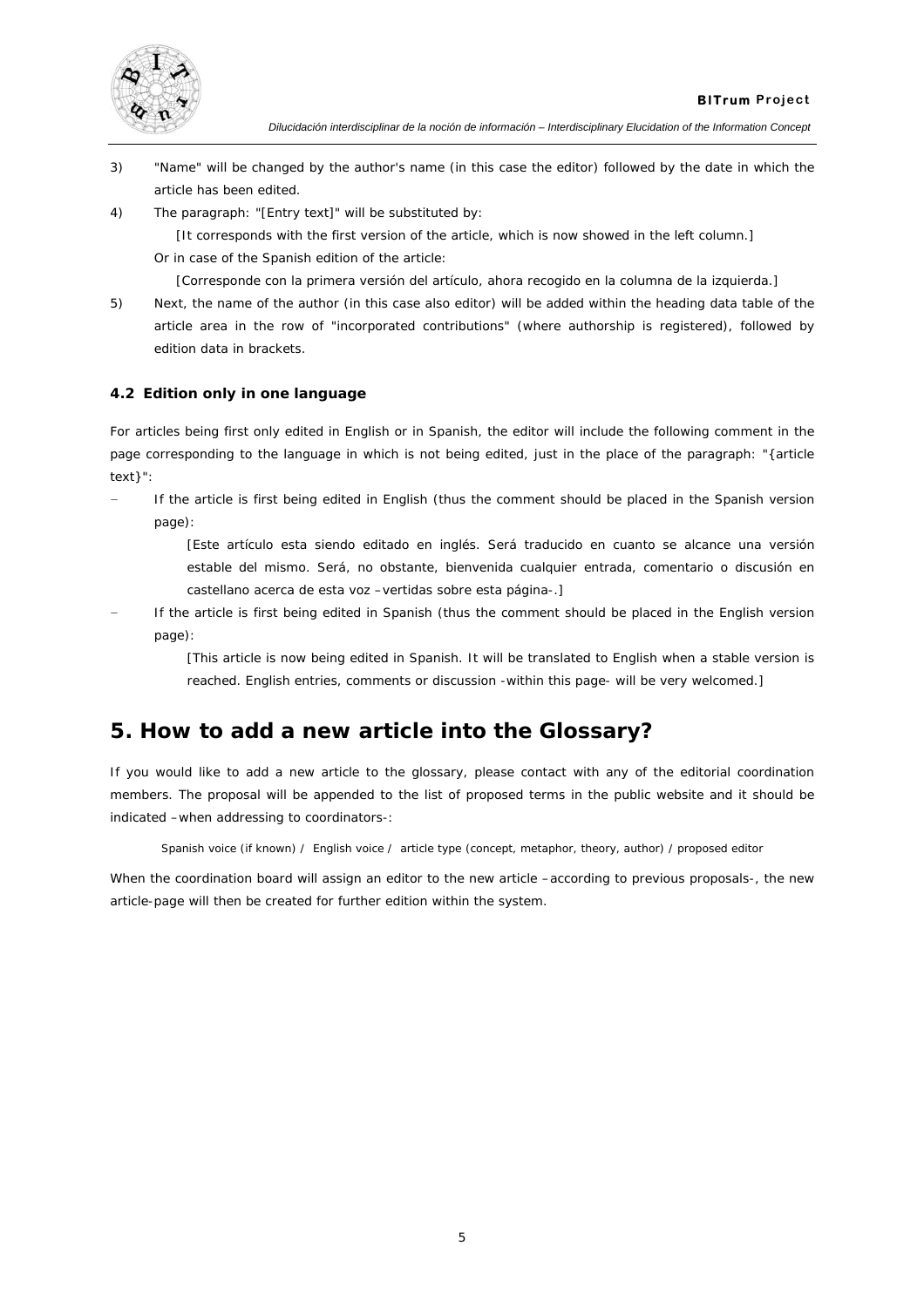3) "Name" will be changed by the author's name (in this case the editor) followed by the date in which the article has been edited.

4) The paragraph: "[Entry text]" will be substituted by:

   [It corresponds with the first version of the article, which is now showed in the left column.]

   Or in case of the Spanish edition of the article:

   [Corresponde con la primera versión del artículo, ahora recogido en la columna de la izquierda.]

5) Next, the name of the author (in this case also editor) will be added within the heading data table of the article area in the row of "incorporated contributions" (where authorship is registered), followed by edition data in brackets.

### 4.2 Edition only in one language

For articles being first only edited in English or in Spanish, the editor will include the following comment in the page corresponding to the language in which is not being edited, just in the place of the paragraph: "{article text}":

- If the article is first being edited in English (thus the comment should be placed in the Spanish version page):

  [Este artículo esta siendo editado en inglés. Será traducido en cuanto se alcance una versión estable del mismo. Será, no obstante, bienvenida cualquier entrada, comentario o discusión en castellano acerca de esta voz –vertidas sobre esta página-.]

- If the article is first being edited in Spanish (thus the comment should be placed in the English version page):

  [This article is now being edited in Spanish. It will be translated to English when a stable version is reached. English entries, comments or discussion -within this page- will be very welcomed.]

## 5. How to add a new article into the Glossary?

If you would like to add a new article to the glossary, please contact with any of the editorial coordination members. The proposal will be appended to the list of proposed terms in the public website and it should be indicated –when addressing to coordinators-:

Spanish voice (if known) / English voice / article type (concept, metaphor, theory, author) / proposed editor

When the coordination board will assign an editor to the new article –according to previous proposals-, the new article-page will then be created for further edition within the system.